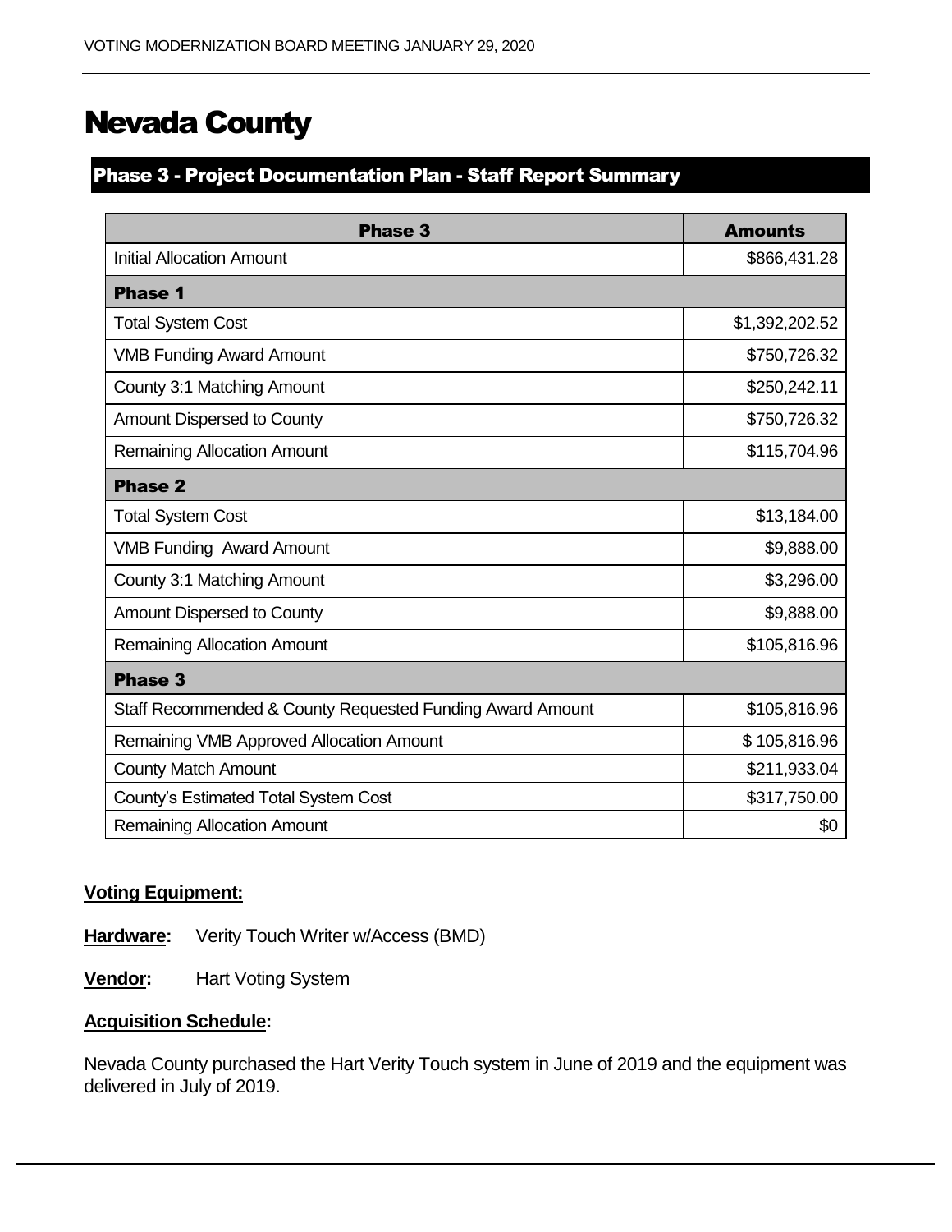# Nevada County

## Phase 3 - Project Documentation Plan - Staff Report Summary

| Phase 3 | Amounts |
|---|---|
| Initial Allocation Amount | $866,431.28 |
| **Phase 1** | |
| Total System Cost | $1,392,202.52 |
| VMB Funding Award Amount | $750,726.32 |
| County 3:1 Matching Amount | $250,242.11 |
| Amount Dispersed to County | $750,726.32 |
| Remaining Allocation Amount | $115,704.96 |
| **Phase 2** | |
| Total System Cost | $13,184.00 |
| VMB Funding Award Amount | $9,888.00 |
| County 3:1 Matching Amount | $3,296.00 |
| Amount Dispersed to County | $9,888.00 |
| Remaining Allocation Amount | $105,816.96 |
| **Phase 3** | |
| Staff Recommended & County Requested Funding Award Amount | $105,816.96 |
| Remaining VMB Approved Allocation Amount | $ 105,816.96 |
| County Match Amount | $211,933.04 |
| County's Estimated Total System Cost | $317,750.00 |
| Remaining Allocation Amount | $0 |

**Voting Equipment:**

**Hardware:** Verity Touch Writer w/Access (BMD)

**Vendor:** Hart Voting System

**Acquisition Schedule:**

Nevada County purchased the Hart Verity Touch system in June of 2019 and the equipment was delivered in July of 2019.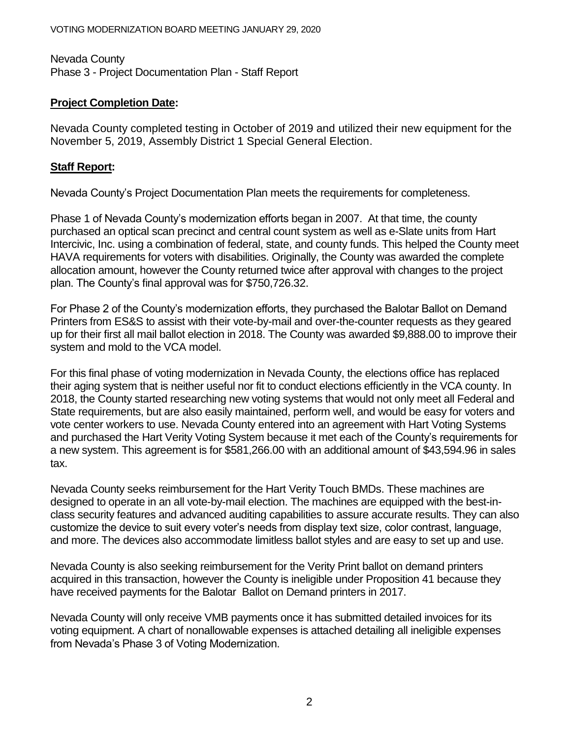Nevada County
Phase 3 - Project Documentation Plan - Staff Report

**Project Completion Date:**

Nevada County completed testing in October of 2019 and utilized their new equipment for the November 5, 2019, Assembly District 1 Special General Election.

**Staff Report:**

Nevada County's Project Documentation Plan meets the requirements for completeness.

Phase 1 of Nevada County's modernization efforts began in 2007. At that time, the county purchased an optical scan precinct and central count system as well as e-Slate units from Hart Intercivic, Inc. using a combination of federal, state, and county funds. This helped the County meet HAVA requirements for voters with disabilities. Originally, the County was awarded the complete allocation amount, however the County returned twice after approval with changes to the project plan. The County's final approval was for $750,726.32.

For Phase 2 of the County's modernization efforts, they purchased the Balotar Ballot on Demand Printers from ES&S to assist with their vote-by-mail and over-the-counter requests as they geared up for their first all mail ballot election in 2018. The County was awarded $9,888.00 to improve their system and mold to the VCA model.

For this final phase of voting modernization in Nevada County, the elections office has replaced their aging system that is neither useful nor fit to conduct elections efficiently in the VCA county. In 2018, the County started researching new voting systems that would not only meet all Federal and State requirements, but are also easily maintained, perform well, and would be easy for voters and vote center workers to use. Nevada County entered into an agreement with Hart Voting Systems and purchased the Hart Verity Voting System because it met each of the County's requirements for a new system. This agreement is for $581,266.00 with an additional amount of $43,594.96 in sales tax.

Nevada County seeks reimbursement for the Hart Verity Touch BMDs. These machines are designed to operate in an all vote-by-mail election. The machines are equipped with the best-in-class security features and advanced auditing capabilities to assure accurate results. They can also customize the device to suit every voter's needs from display text size, color contrast, language, and more. The devices also accommodate limitless ballot styles and are easy to set up and use.

Nevada County is also seeking reimbursement for the Verity Print ballot on demand printers acquired in this transaction, however the County is ineligible under Proposition 41 because they have received payments for the Balotar Ballot on Demand printers in 2017.

Nevada County will only receive VMB payments once it has submitted detailed invoices for its voting equipment. A chart of nonallowable expenses is attached detailing all ineligible expenses from Nevada's Phase 3 of Voting Modernization.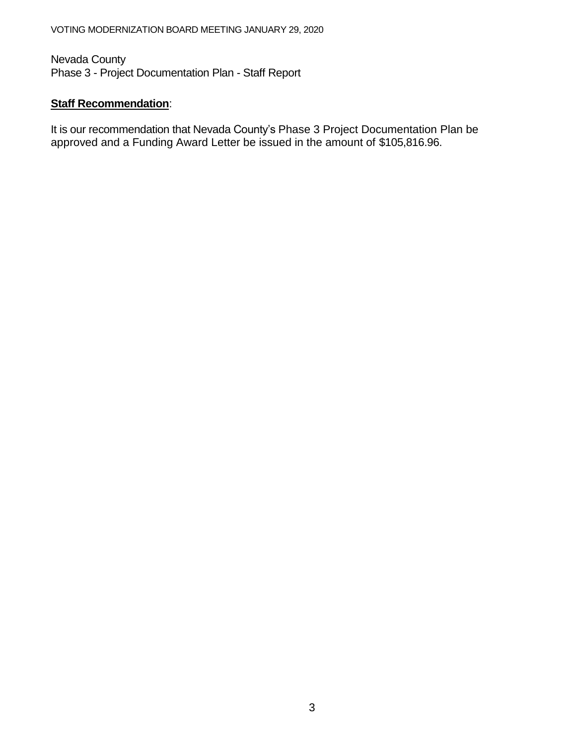Nevada County
Phase 3 - Project Documentation Plan - Staff Report

**Staff Recommendation**:

It is our recommendation that Nevada County's Phase 3 Project Documentation Plan be approved and a Funding Award Letter be issued in the amount of $105,816.96.